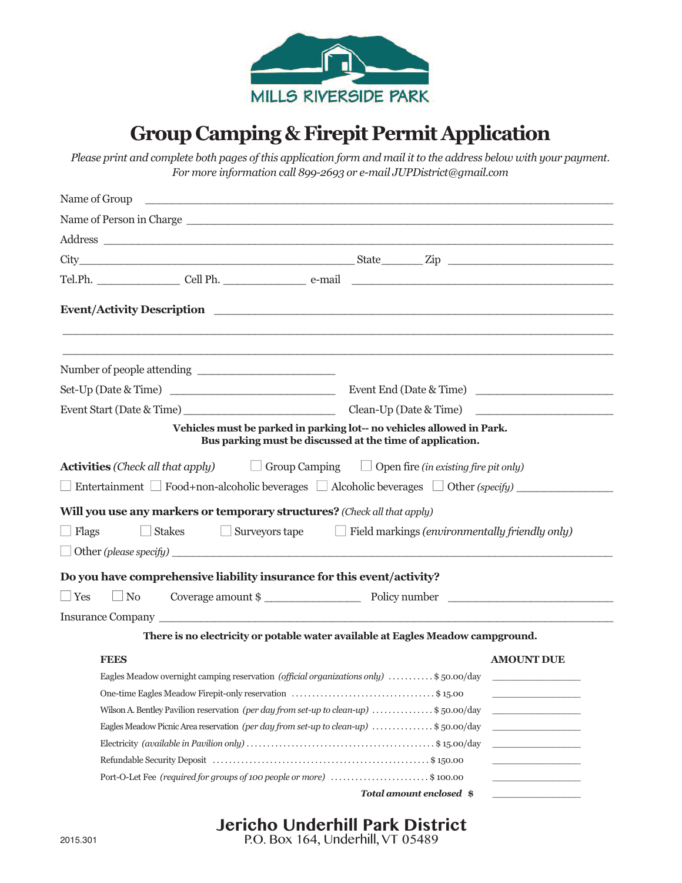MILLS RIVERSIDE PARK

# Group Camping & Firepit Permit Application

*Please print and complete both pages of this application form and mail it to the address below with your payment. For more information call 899-2693 or e-mail JUPDistrict@gmail.com*

Name of Group ______________________________________________

Name of Person in Charge ______________________________________________

Address ______________________________________________

City______________________________ State_______ Zip ____________________

Tel.Ph. ______________ Cell Ph. ______________ e-mail ______________________________

**Event/Activity Description** ______________________________________________

______________________________________________

______________________________________________

Number of people attending ______________________

Set-Up (Date & Time) ____________________________ Event End (Date & Time) ______________________

Event Start (Date & Time) ________________________ Clean-Up (Date & Time) ______________________

**Vehicles must be parked in parking lot-- no vehicles allowed in Park.**
**Bus parking must be discussed at the time of application.**

**Activities** *(Check all that apply)* ☐ Group Camping ☐ Open fire *(in existing fire pit only)*

☐ Entertainment ☐ Food+non-alcoholic beverages ☐ Alcoholic beverages ☐ Other *(specify)* ________________

**Will you use any markers or temporary structures?** *(Check all that apply)*

☐ Flags ☐ Stakes ☐ Surveyors tape ☐ Field markings *(environmentally friendly only)*

☐ Other *(please specify)* ______________________________________________

**Do you have comprehensive liability insurance for this event/activity?**

☐ Yes ☐ No Coverage amount $ ________________ Policy number ____________________________

Insurance Company ______________________________________________

**There is no electricity or potable water available at Eagles Meadow campground.**

| **FEES** | | **AMOUNT DUE** |
|---|---|---|
| Eagles Meadow overnight camping reservation *(official organizations only)* | $ 50.00/day | ________ |
| One-time Eagles Meadow Firepit-only reservation | $ 15.00 | ________ |
| Wilson A. Bentley Pavilion reservation *(per day from set-up to clean-up)* | $ 50.00/day | ________ |
| Eagles Meadow Picnic Area reservation *(per day from set-up to clean-up)* | $ 50.00/day | ________ |
| Electricity *(available in Pavilion only)* | $ 15.00/day | ________ |
| Refundable Security Deposit | $ 150.00 | ________ |
| Port-O-Let Fee *(required for groups of 100 people or more)* | $ 100.00 | ________ |
| | ***Total amount enclosed*** **$** | ________ |

**Jericho Underhill Park District**
P.O. Box 164, Underhill, VT 05489

2015.301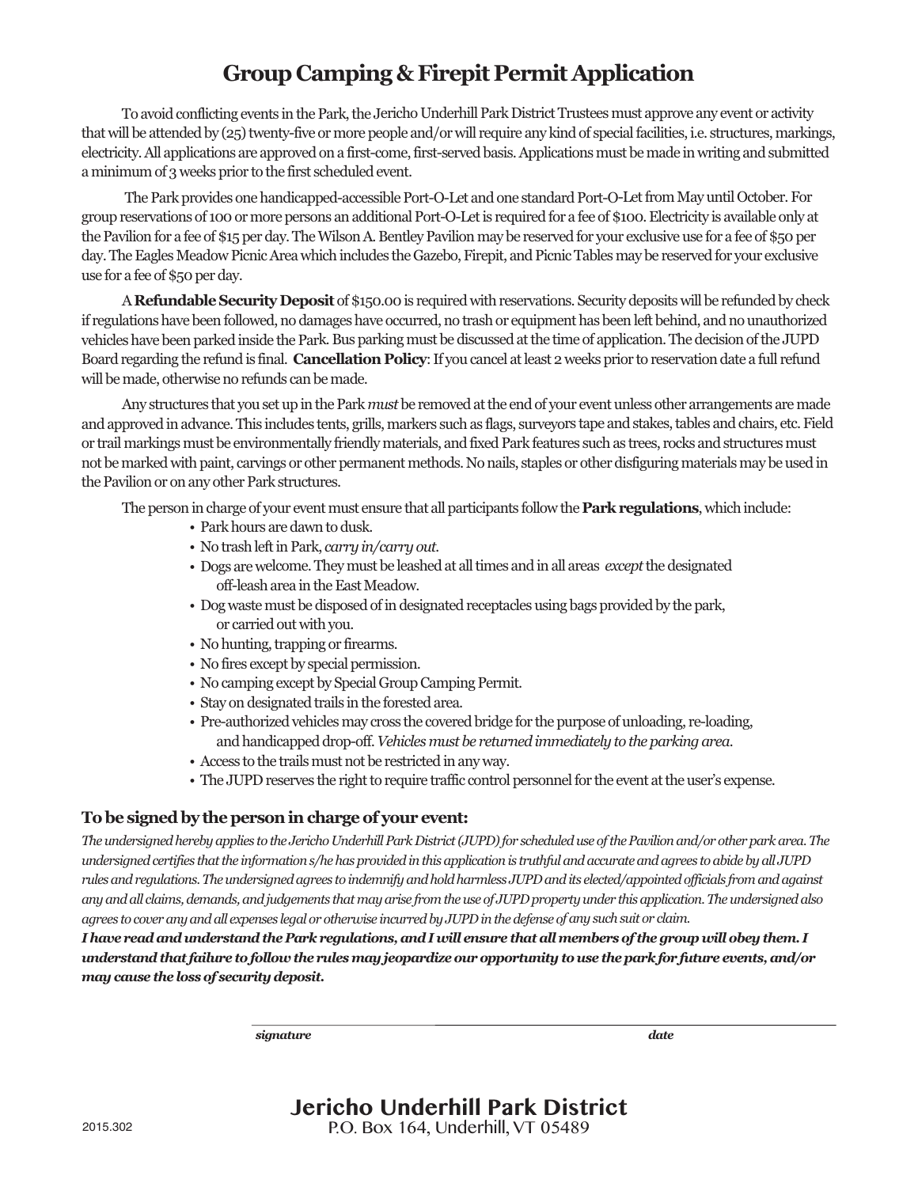# Group Camping & Firepit Permit Application

To avoid conflicting events in the Park, the Jericho Underhill Park District Trustees must approve any event or activity that will be attended by (25) twenty-five or more people and/or will require any kind of special facilities, i.e. structures, markings, electricity. All applications are approved on a first-come, first-served basis. Applications must be made in writing and submitted a minimum of 3 weeks prior to the first scheduled event.

The Park provides one handicapped-accessible Port-O-Let and one standard Port-O-Let from May until October. For group reservations of 100 or more persons an additional Port-O-Let is required for a fee of $100. Electricity is available only at the Pavilion for a fee of $15 per day. The Wilson A. Bentley Pavilion may be reserved for your exclusive use for a fee of $50 per day. The Eagles Meadow Picnic Area which includes the Gazebo, Firepit, and Picnic Tables may be reserved for your exclusive use for a fee of $50 per day.

A **Refundable Security Deposit** of $150.00 is required with reservations. Security deposits will be refunded by check if regulations have been followed, no damages have occurred, no trash or equipment has been left behind, and no unauthorized vehicles have been parked inside the Park. Bus parking must be discussed at the time of application. The decision of the JUPD Board regarding the refund is final. **Cancellation Policy**: If you cancel at least 2 weeks prior to reservation date a full refund will be made, otherwise no refunds can be made.

Any structures that you set up in the Park *must* be removed at the end of your event unless other arrangements are made and approved in advance. This includes tents, grills, markers such as flags, surveyors tape and stakes, tables and chairs, etc. Field or trail markings must be environmentally friendly materials, and fixed Park features such as trees, rocks and structures must not be marked with paint, carvings or other permanent methods. No nails, staples or other disfiguring materials may be used in the Pavilion or on any other Park structures.

The person in charge of your event must ensure that all participants follow the **Park regulations**, which include:

- Park hours are dawn to dusk.
- No trash left in Park, *carry in/carry out.*
- Dogs are welcome. They must be leashed at all times and in all areas *except* the designated off-leash area in the East Meadow.
- Dog waste must be disposed of in designated receptacles using bags provided by the park, or carried out with you.
- No hunting, trapping or firearms.
- No fires except by special permission.
- No camping except by Special Group Camping Permit.
- Stay on designated trails in the forested area.
- Pre-authorized vehicles may cross the covered bridge for the purpose of unloading, re-loading, and handicapped drop-off. *Vehicles must be returned immediately to the parking area.*
- Access to the trails must not be restricted in any way.
- The JUPD reserves the right to require traffic control personnel for the event at the user's expense.

## To be signed by the person in charge of your event:

*The undersigned hereby applies to the Jericho Underhill Park District (JUPD) for scheduled use of the Pavilion and/or other park area. The undersigned certifies that the information s/he has provided in this application is truthful and accurate and agrees to abide by all JUPD rules and regulations. The undersigned agrees to indemnify and hold harmless JUPD and its elected/appointed officials from and against any and all claims, demands, and judgements that may arise from the use of JUPD property under this application. The undersigned also agrees to cover any and all expenses legal or otherwise incurred by JUPD in the defense of any such suit or claim.*

***I have read and understand the Park regulations, and I will ensure that all members of the group will obey them. I understand that failure to follow the rules may jeopardize our opportunity to use the park for future events, and/or may cause the loss of security deposit.***

_______________________________________________ _______________

***signature*** ***date***

**Jericho Underhill Park District**
P.O. Box 164, Underhill, VT 05489

2015.302